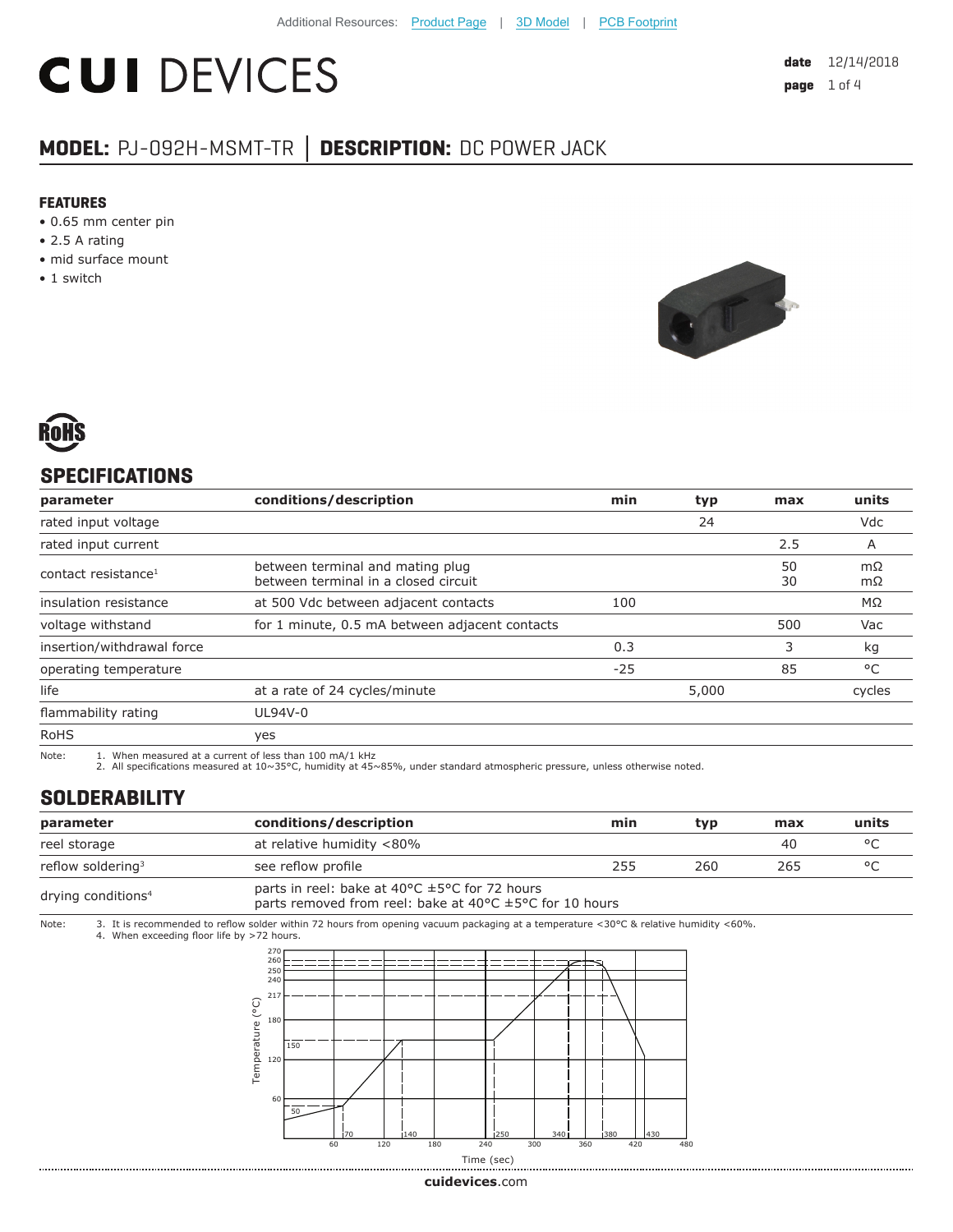Additional Resources: Product Page | 3D Model | PCB Footprint

# CUI DEVICES

**date** 12/14/2018

## MODEL: PJ-092H-MSMT-TR | DESCRIPTION: DC POWER JACK

### FEATURES

- 0.65 mm center pin
- 2.5 A rating
- mid surface mount
- 1 switch

RoHS

## SPECIFICATIONS

| parameter | conditions/description | min | typ | max | units |
|---|---|---|---|---|---|
| rated input voltage | | | 24 | | Vdc |
| rated input current | | | | 2.5 | A |
| contact resistance[1] | between terminal and mating plug<br>between terminal in a closed circuit | | | 50<br>30 | mΩ<br>mΩ |
| insulation resistance | at 500 Vdc between adjacent contacts | 100 | | | MΩ |
| voltage withstand | for 1 minute, 0.5 mA between adjacent contacts | | | 500 | Vac |
| insertion/withdrawal force | | 0.3 | | 3 | kg |
| operating temperature | | -25 | | 85 | °C |
| life | at a rate of 24 cycles/minute | | 5,000 | | cycles |
| flammability rating | UL94V-0 | | | | |
| RoHS | yes | | | | |

Note:
1. When measured at a current of less than 100 mA/1 kHz
2. All specifications measured at 10~35°C, humidity at 45~85%, under standard atmospheric pressure, unless otherwise noted.

## SOLDERABILITY

| parameter | conditions/description | min | typ | max | units |
|---|---|---|---|---|---|
| reel storage | at relative humidity <80% | | | 40 | °C |
| reflow soldering[3] | see reflow profile | 255 | 260 | 265 | °C |
| drying conditions[4] | parts in reel: bake at 40°C ±5°C for 72 hours<br>parts removed from reel: bake at 40°C ±5°C for 10 hours | | | | |

Note:
3. It is recommended to reflow solder within 72 hours from opening vacuum packaging at a temperature <30°C & relative humidity <60%.
4. When exceeding floor life by >72 hours.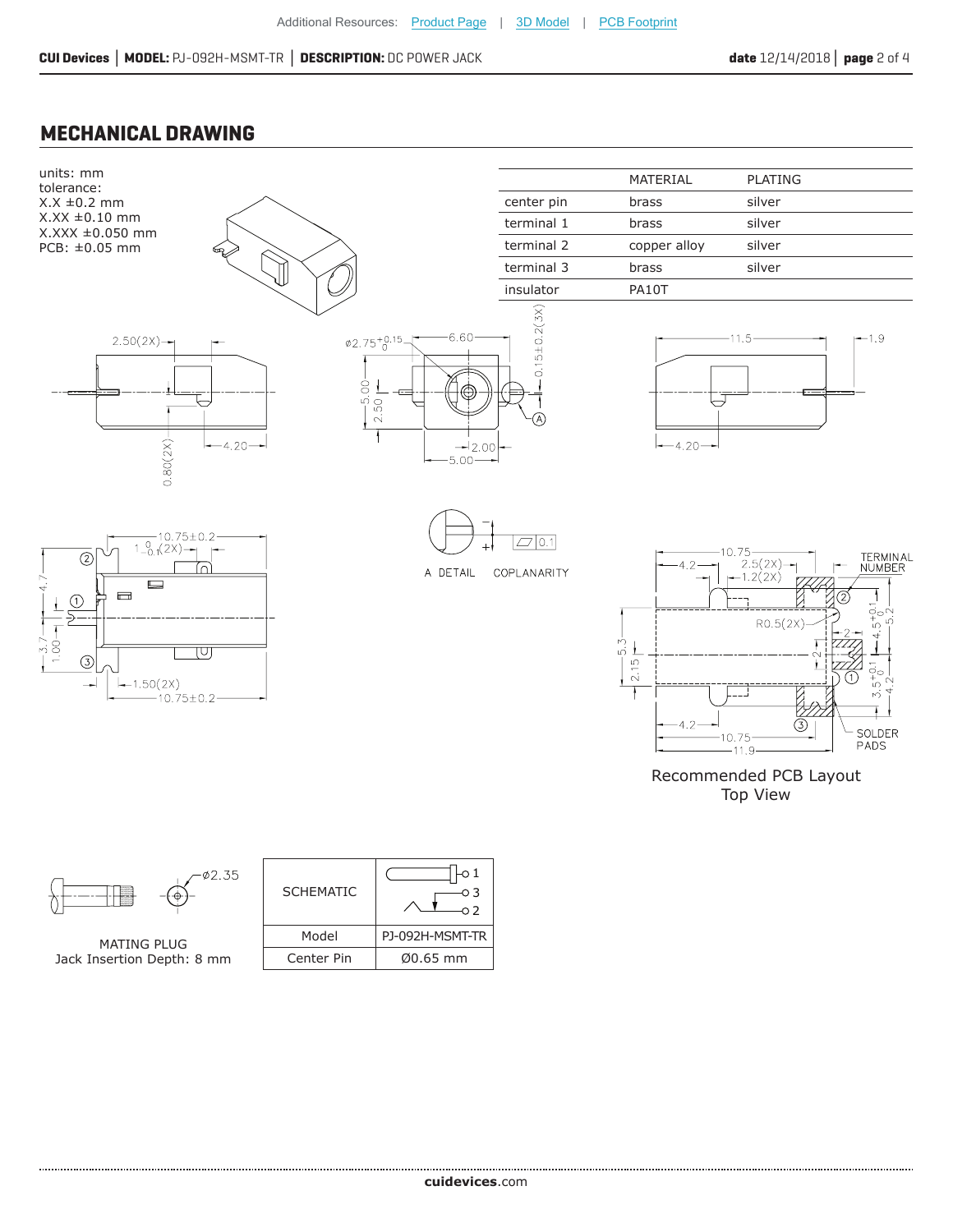## MECHANICAL DRAWING

units: mm
tolerance:
X.X ±0.2 mm
X.XX ±0.10 mm
X.XXX ±0.050 mm
PCB: ±0.05 mm

| | MATERIAL | PLATING |
|---|---|---|
| center pin | brass | silver |
| terminal 1 | brass | silver |
| terminal 2 | copper alloy | silver |
| terminal 3 | brass | silver |
| insulator | PA10T | |

A DETAIL    COPLANARITY

Recommended PCB Layout
Top View

MATING PLUG
Jack Insertion Depth: 8 mm

| SCHEMATIC | |
|---|---|
| Model | PJ-092H-MSMT-TR |
| Center Pin | Ø0.65 mm |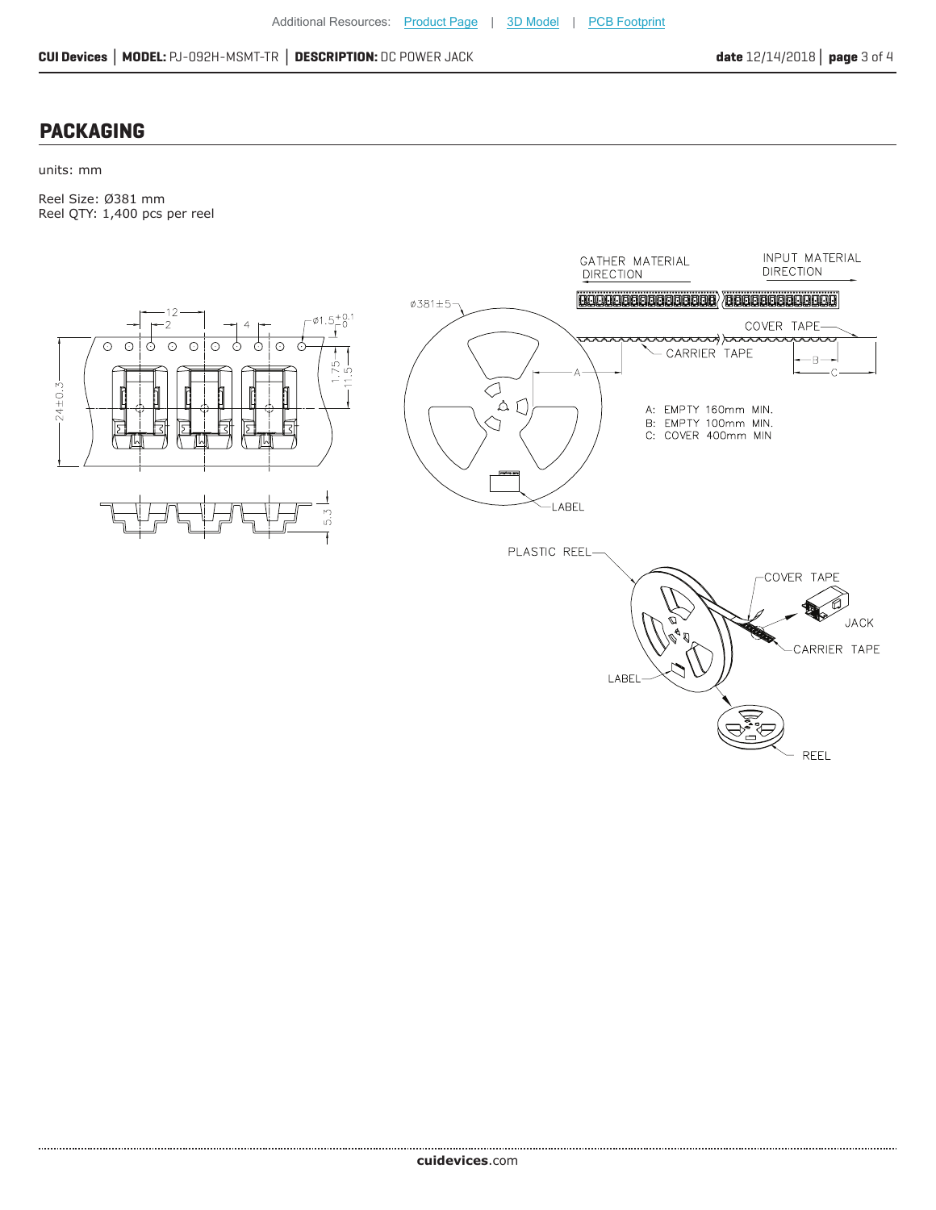## PACKAGING

units: mm

Reel Size: Ø381 mm
Reel QTY: 1,400 pcs per reel

A: EMPTY 160mm MIN.
B: EMPTY 100mm MIN.
C: COVER 400mm MIN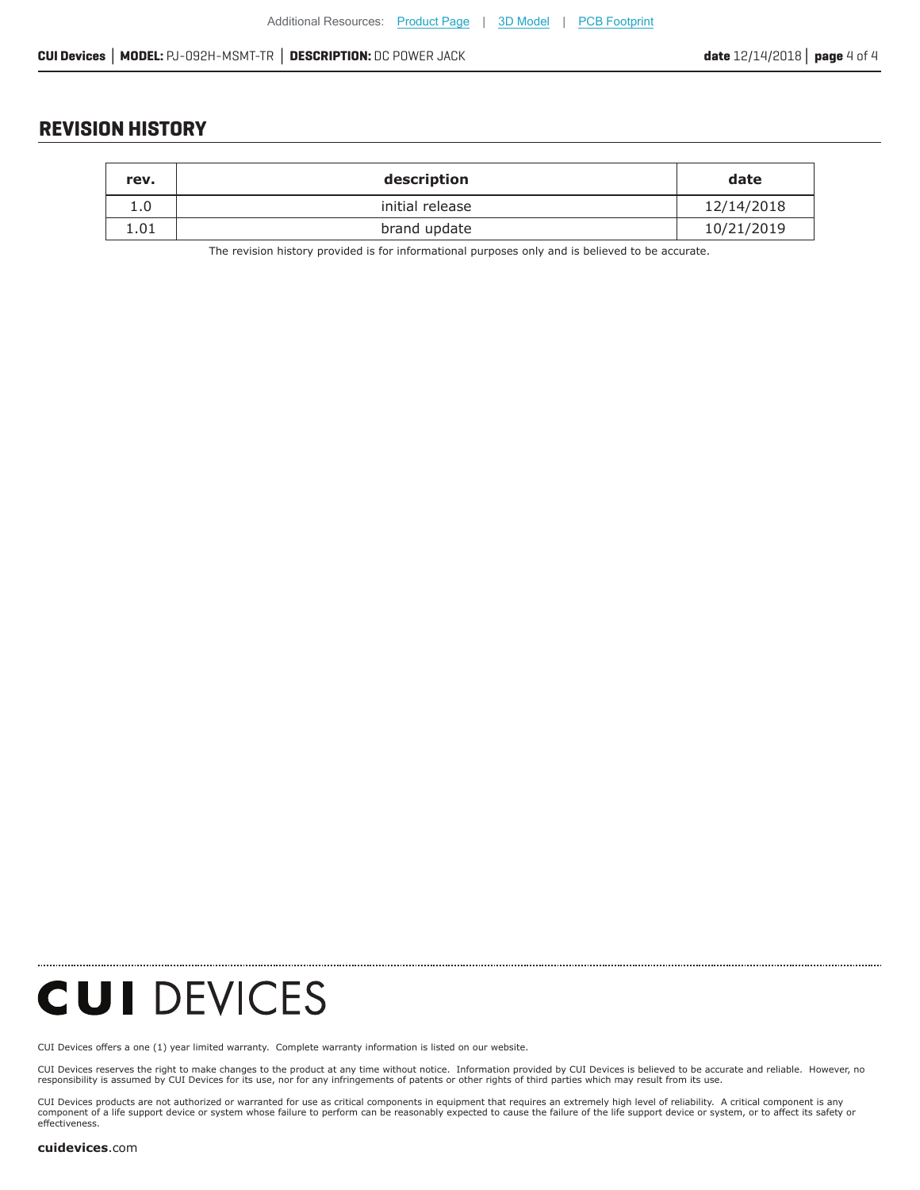## REVISION HISTORY

| rev. | description | date |
|---|---|---|
| 1.0 | initial release | 12/14/2018 |
| 1.01 | brand update | 10/21/2019 |

The revision history provided is for informational purposes only and is believed to be accurate.

**CUI** DEVICES

CUI Devices offers a one (1) year limited warranty. Complete warranty information is listed on our website.

CUI Devices reserves the right to make changes to the product at any time without notice. Information provided by CUI Devices is believed to be accurate and reliable. However, no responsibility is assumed by CUI Devices for its use, nor for any infringements of patents or other rights of third parties which may result from its use.

CUI Devices products are not authorized or warranted for use as critical components in equipment that requires an extremely high level of reliability. A critical component is any component of a life support device or system whose failure to perform can be reasonably expected to cause the failure of the life support device or system, or to affect its safety or effectiveness.

**cuidevices**.com